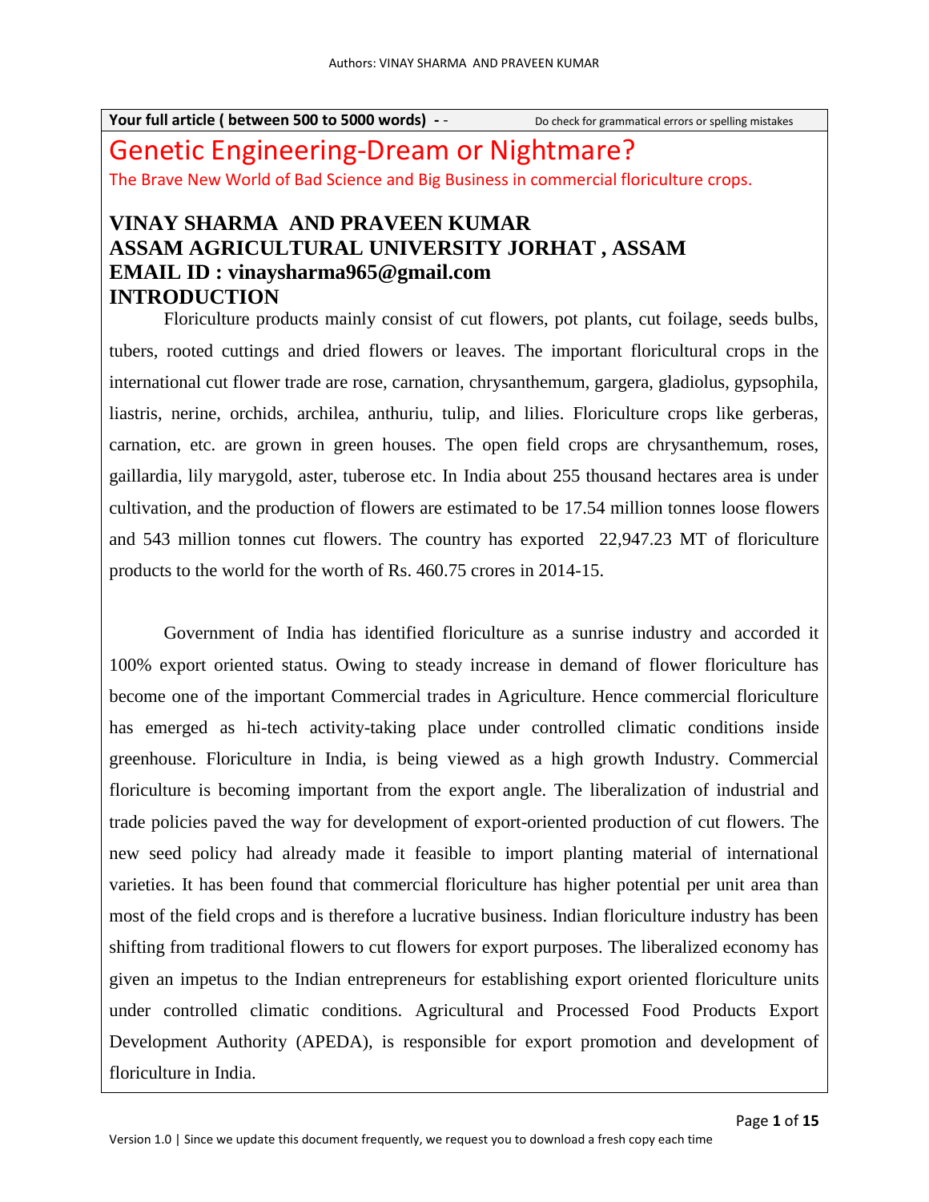**Your full article ( between 500 to 5000 words) - -** Do check for grammatical errors or spelling mistakes

# Genetic Engineering-Dream or Nightmare?

The Brave New World of Bad Science and Big Business in commercial floriculture crops.

## VINAY SHARMA AND PRAVEEN KUMAR
## ASSAM AGRICULTURAL UNIVERSITY JORHAT , ASSAM
## EMAIL ID : vinaysharma965@gmail.com

## INTRODUCTION

Floriculture products mainly consist of cut flowers, pot plants, cut foilage, seeds bulbs, tubers, rooted cuttings and dried flowers or leaves. The important floricultural crops in the international cut flower trade are rose, carnation, chrysanthemum, gargera, gladiolus, gypsophila, liastris, nerine, orchids, archilea, anthuriu, tulip, and lilies. Floriculture crops like gerberas, carnation, etc. are grown in green houses. The open field crops are chrysanthemum, roses, gaillardia, lily marygold, aster, tuberose etc. In India about 255 thousand hectares area is under cultivation, and the production of flowers are estimated to be 17.54 million tonnes loose flowers and 543 million tonnes cut flowers. The country has exported 22,947.23 MT of floriculture products to the world for the worth of Rs. 460.75 crores in 2014-15.

Government of India has identified floriculture as a sunrise industry and accorded it 100% export oriented status. Owing to steady increase in demand of flower floriculture has become one of the important Commercial trades in Agriculture. Hence commercial floriculture has emerged as hi-tech activity-taking place under controlled climatic conditions inside greenhouse. Floriculture in India, is being viewed as a high growth Industry. Commercial floriculture is becoming important from the export angle. The liberalization of industrial and trade policies paved the way for development of export-oriented production of cut flowers. The new seed policy had already made it feasible to import planting material of international varieties. It has been found that commercial floriculture has higher potential per unit area than most of the field crops and is therefore a lucrative business. Indian floriculture industry has been shifting from traditional flowers to cut flowers for export purposes. The liberalized economy has given an impetus to the Indian entrepreneurs for establishing export oriented floriculture units under controlled climatic conditions. Agricultural and Processed Food Products Export Development Authority (APEDA), is responsible for export promotion and development of floriculture in India.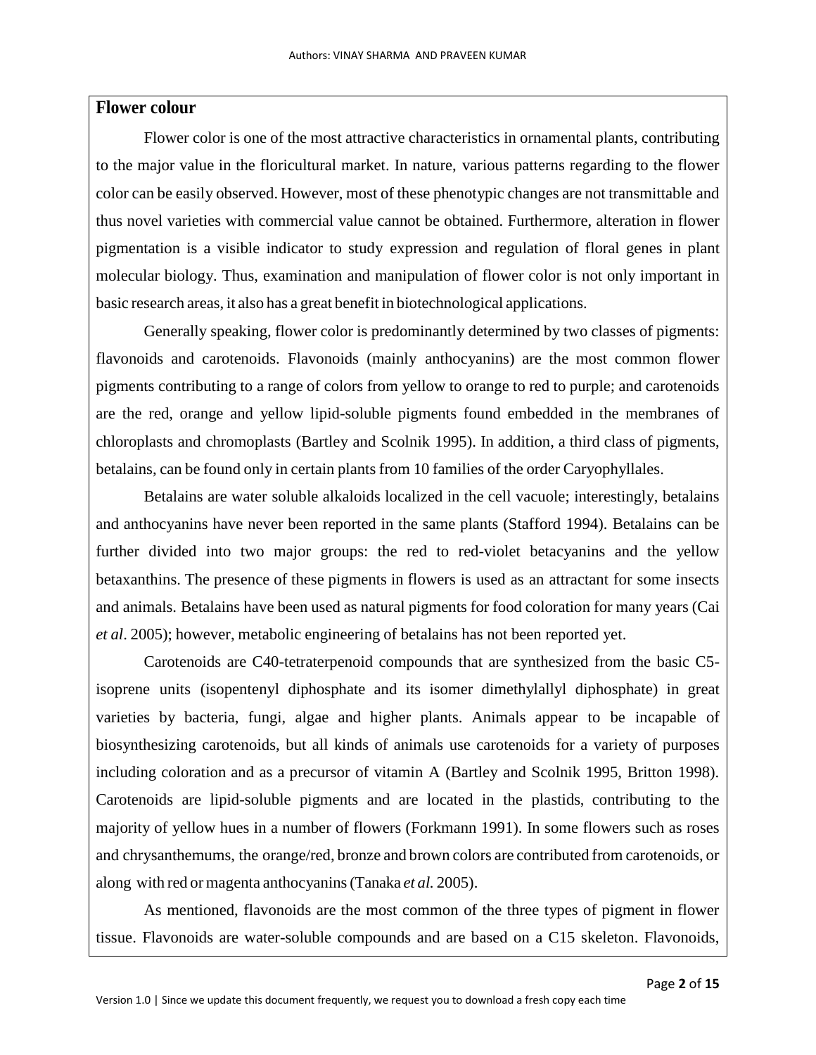## Flower colour

Flower color is one of the most attractive characteristics in ornamental plants, contributing to the major value in the floricultural market. In nature, various patterns regarding to the flower color can be easily observed. However, most of these phenotypic changes are not transmittable and thus novel varieties with commercial value cannot be obtained. Furthermore, alteration in flower pigmentation is a visible indicator to study expression and regulation of floral genes in plant molecular biology. Thus, examination and manipulation of flower color is not only important in basic research areas, it also has a great benefit in biotechnological applications.

Generally speaking, flower color is predominantly determined by two classes of pigments: flavonoids and carotenoids. Flavonoids (mainly anthocyanins) are the most common flower pigments contributing to a range of colors from yellow to orange to red to purple; and carotenoids are the red, orange and yellow lipid-soluble pigments found embedded in the membranes of chloroplasts and chromoplasts (Bartley and Scolnik 1995). In addition, a third class of pigments, betalains, can be found only in certain plants from 10 families of the order Caryophyllales.

Betalains are water soluble alkaloids localized in the cell vacuole; interestingly, betalains and anthocyanins have never been reported in the same plants (Stafford 1994). Betalains can be further divided into two major groups: the red to red-violet betacyanins and the yellow betaxanthins. The presence of these pigments in flowers is used as an attractant for some insects and animals. Betalains have been used as natural pigments for food coloration for many years (Cai *et al*. 2005); however, metabolic engineering of betalains has not been reported yet.

Carotenoids are C40-tetraterpenoid compounds that are synthesized from the basic C5-isoprene units (isopentenyl diphosphate and its isomer dimethylallyl diphosphate) in great varieties by bacteria, fungi, algae and higher plants. Animals appear to be incapable of biosynthesizing carotenoids, but all kinds of animals use carotenoids for a variety of purposes including coloration and as a precursor of vitamin A (Bartley and Scolnik 1995, Britton 1998). Carotenoids are lipid-soluble pigments and are located in the plastids, contributing to the majority of yellow hues in a number of flowers (Forkmann 1991). In some flowers such as roses and chrysanthemums, the orange/red, bronze and brown colors are contributed from carotenoids, or along with red or magenta anthocyanins (Tanaka *et al.* 2005).

As mentioned, flavonoids are the most common of the three types of pigment in flower tissue. Flavonoids are water-soluble compounds and are based on a C15 skeleton. Flavonoids,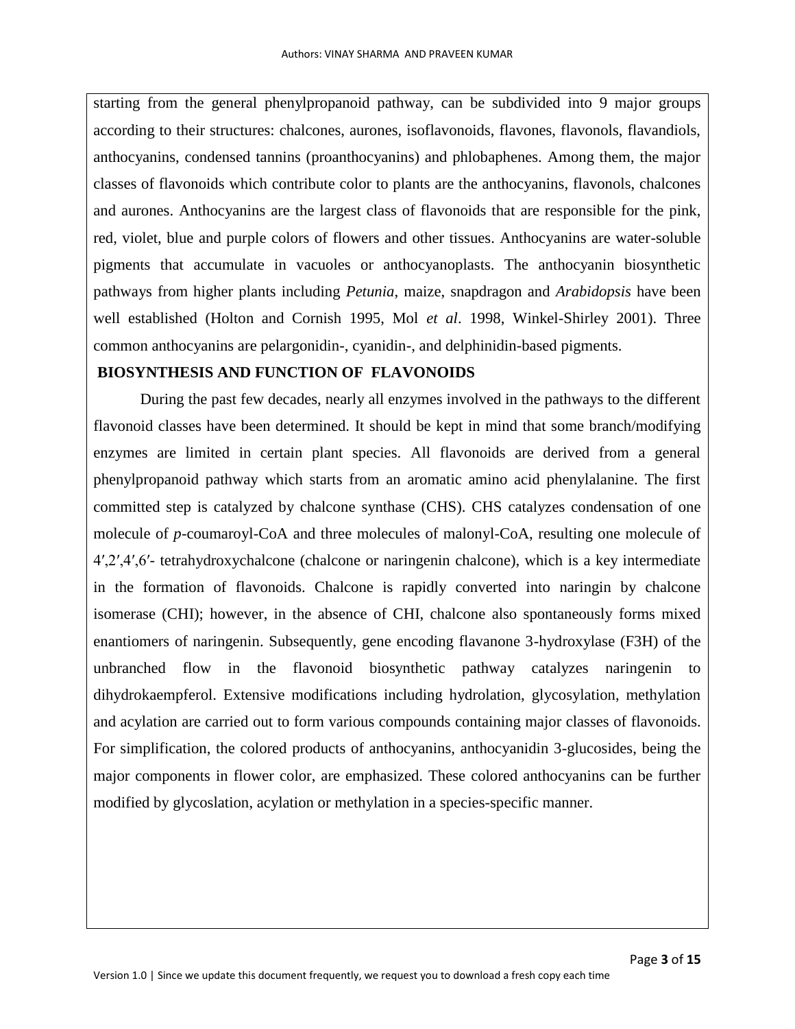starting from the general phenylpropanoid pathway, can be subdivided into 9 major groups according to their structures: chalcones, aurones, isoflavonoids, flavones, flavonols, flavandiols, anthocyanins, condensed tannins (proanthocyanins) and phlobaphenes. Among them, the major classes of flavonoids which contribute color to plants are the anthocyanins, flavonols, chalcones and aurones. Anthocyanins are the largest class of flavonoids that are responsible for the pink, red, violet, blue and purple colors of flowers and other tissues. Anthocyanins are water-soluble pigments that accumulate in vacuoles or anthocyanoplasts. The anthocyanin biosynthetic pathways from higher plants including *Petunia*, maize, snapdragon and *Arabidopsis* have been well established (Holton and Cornish 1995, Mol *et al*. 1998, Winkel-Shirley 2001). Three common anthocyanins are pelargonidin-, cyanidin-, and delphinidin-based pigments.

## BIOSYNTHESIS AND FUNCTION OF FLAVONOIDS

During the past few decades, nearly all enzymes involved in the pathways to the different flavonoid classes have been determined. It should be kept in mind that some branch/modifying enzymes are limited in certain plant species. All flavonoids are derived from a general phenylpropanoid pathway which starts from an aromatic amino acid phenylalanine. The first committed step is catalyzed by chalcone synthase (CHS). CHS catalyzes condensation of one molecule of *p*-coumaroyl-CoA and three molecules of malonyl-CoA, resulting one molecule of 4′,2′,4′,6′- tetrahydroxychalcone (chalcone or naringenin chalcone), which is a key intermediate in the formation of flavonoids. Chalcone is rapidly converted into naringin by chalcone isomerase (CHI); however, in the absence of CHI, chalcone also spontaneously forms mixed enantiomers of naringenin. Subsequently, gene encoding flavanone 3-hydroxylase (F3H) of the unbranched flow in the flavonoid biosynthetic pathway catalyzes naringenin to dihydrokaempferol. Extensive modifications including hydrolation, glycosylation, methylation and acylation are carried out to form various compounds containing major classes of flavonoids. For simplification, the colored products of anthocyanins, anthocyanidin 3-glucosides, being the major components in flower color, are emphasized. These colored anthocyanins can be further modified by glycoslation, acylation or methylation in a species-specific manner.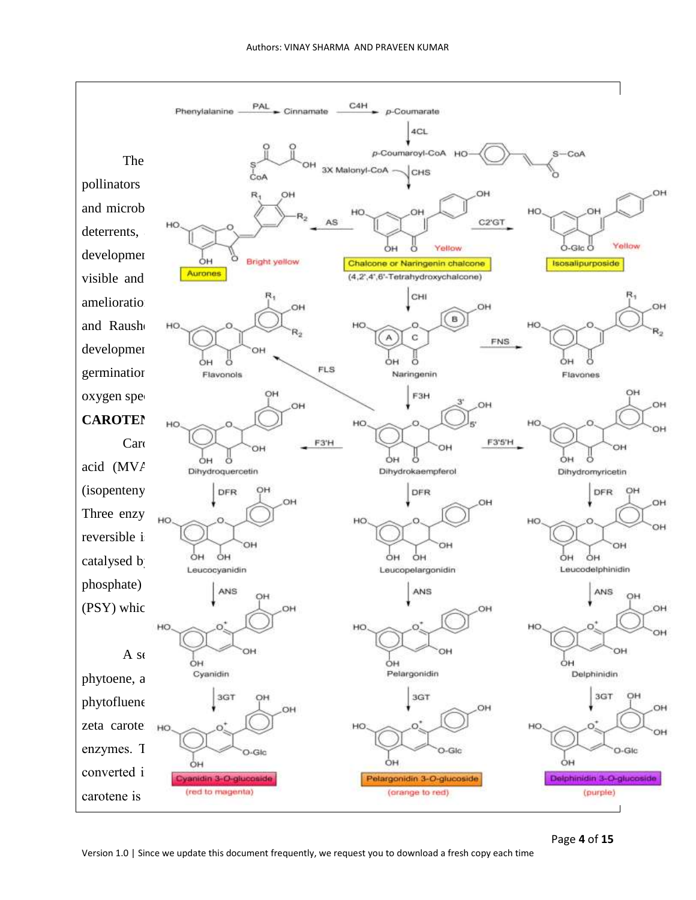The
pollinators
and microb
deterrents,
developmer
visible and
amelioratio
and Raush
developmer
germinatior
oxygen spe

**CAROTEI**

Car
acid (MVA
(isopenteny
Three enzy
reversible i
catalysed b
phosphate)
(PSY) whic

A se
phytoene, a
phytofluene
zeta carote
enzymes. T
converted i
carotene is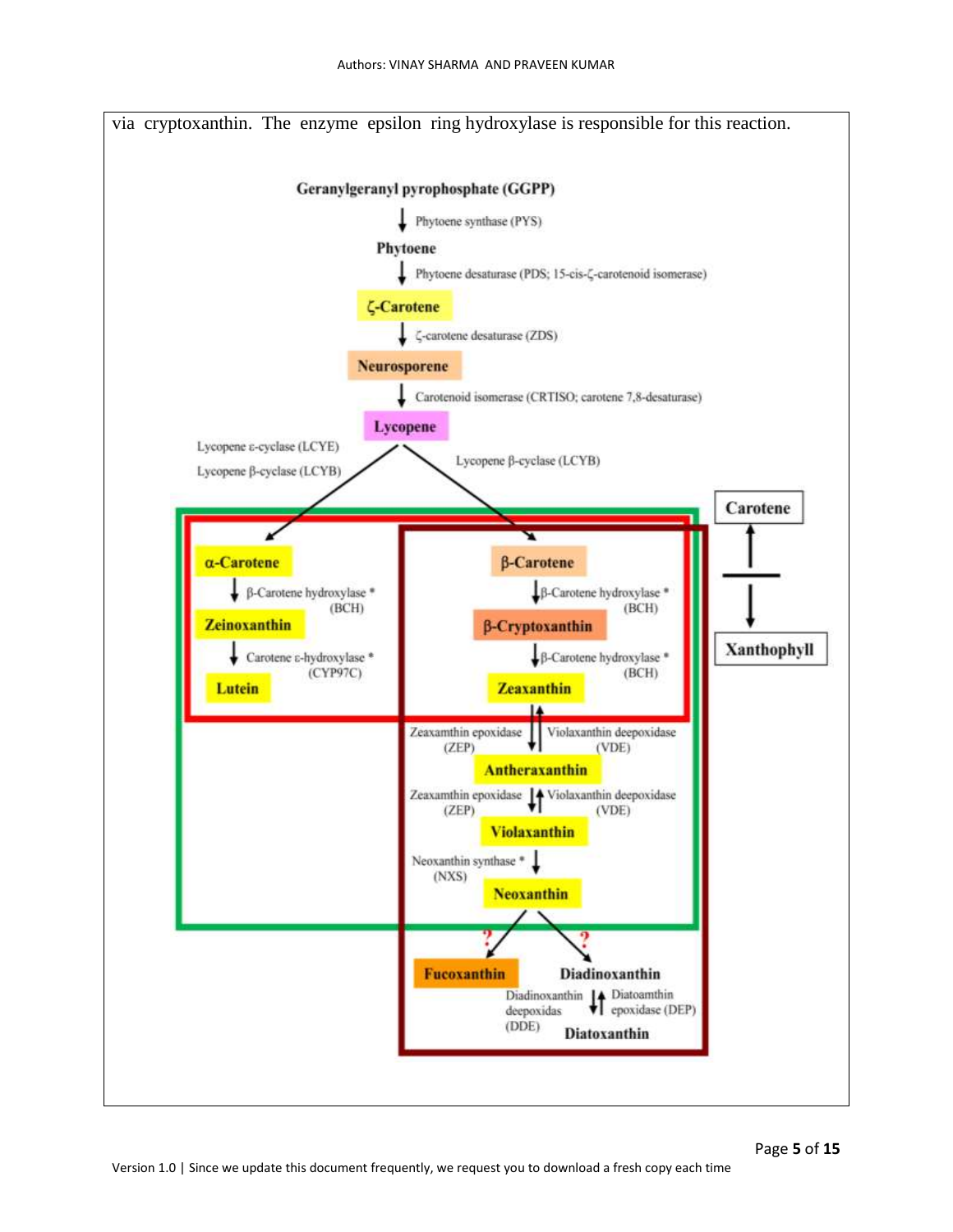via cryptoxanthin. The enzyme epsilon ring hydroxylase is responsible for this reaction.

Geranylgeranyl pyrophosphate (GGPP)

↓ Phytoene synthase (PYS)

Phytoene

↓ Phytoene desaturase (PDS; 15-cis-ζ-carotenoid isomerase)

ζ-Carotene

↓ ζ-carotene desaturase (ZDS)

Neurosporene

↓ Carotenoid isomerase (CRTISO; carotene 7,8-desaturase)

Lycopene

Lycopene ε-cyclase (LCYE)
Lycopene β-cyclase (LCYB)

Lycopene β-cyclase (LCYB)

α-Carotene

↓ β-Carotene hydroxylase * (BCH)

Zeinoxanthin

↓ Carotene ε-hydroxylase * (CYP97C)

Lutein

β-Carotene

↓ β-Carotene hydroxylase * (BCH)

β-Cryptoxanthin

↓ β-Carotene hydroxylase * (BCH)

Zeaxanthin

Zeaxanthin epoxidase (ZEP) ↓↑ Violaxanthin deepoxidase (VDE)

Antheraxanthin

Zeaxanthin epoxidase (ZEP) ↓↑ Violaxanthin deepoxidase (VDE)

Violaxanthin

Neoxanthin synthase * (NXS) ↓

Neoxanthin

? Fucoxanthin

? Diadinoxanthin

Diadinoxanthin deepoxidas (DDE) ↓↑ Diatoamthin epoxidase (DEP)

Diatoxanthin

Carotene

Xanthophyll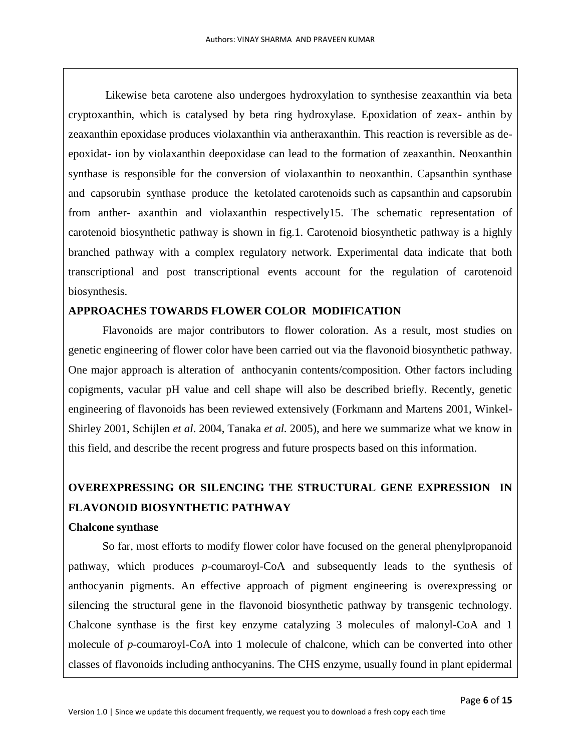Likewise beta carotene also undergoes hydroxylation to synthesise zeaxanthin via beta cryptoxanthin, which is catalysed by beta ring hydroxylase. Epoxidation of zeax- anthin by zeaxanthin epoxidase produces violaxanthin via antheraxanthin. This reaction is reversible as de-epoxidat- ion by violaxanthin deepoxidase can lead to the formation of zeaxanthin. Neoxanthin synthase is responsible for the conversion of violaxanthin to neoxanthin. Capsanthin synthase and capsorubin synthase produce the ketolated carotenoids such as capsanthin and capsorubin from anther- axanthin and violaxanthin respectively15. The schematic representation of carotenoid biosynthetic pathway is shown in fig.1. Carotenoid biosynthetic pathway is a highly branched pathway with a complex regulatory network. Experimental data indicate that both transcriptional and post transcriptional events account for the regulation of carotenoid biosynthesis.

## APPROACHES TOWARDS FLOWER COLOR MODIFICATION

Flavonoids are major contributors to flower coloration. As a result, most studies on genetic engineering of flower color have been carried out via the flavonoid biosynthetic pathway. One major approach is alteration of anthocyanin contents/composition. Other factors including copigments, vacular pH value and cell shape will also be described briefly. Recently, genetic engineering of flavonoids has been reviewed extensively (Forkmann and Martens 2001, Winkel-Shirley 2001, Schijlen *et al*. 2004, Tanaka *et al.* 2005), and here we summarize what we know in this field, and describe the recent progress and future prospects based on this information.

## OVEREXPRESSING OR SILENCING THE STRUCTURAL GENE EXPRESSION IN FLAVONOID BIOSYNTHETIC PATHWAY

### Chalcone synthase

So far, most efforts to modify flower color have focused on the general phenylpropanoid pathway, which produces *p*-coumaroyl-CoA and subsequently leads to the synthesis of anthocyanin pigments. An effective approach of pigment engineering is overexpressing or silencing the structural gene in the flavonoid biosynthetic pathway by transgenic technology. Chalcone synthase is the first key enzyme catalyzing 3 molecules of malonyl-CoA and 1 molecule of *p*-coumaroyl-CoA into 1 molecule of chalcone, which can be converted into other classes of flavonoids including anthocyanins. The CHS enzyme, usually found in plant epidermal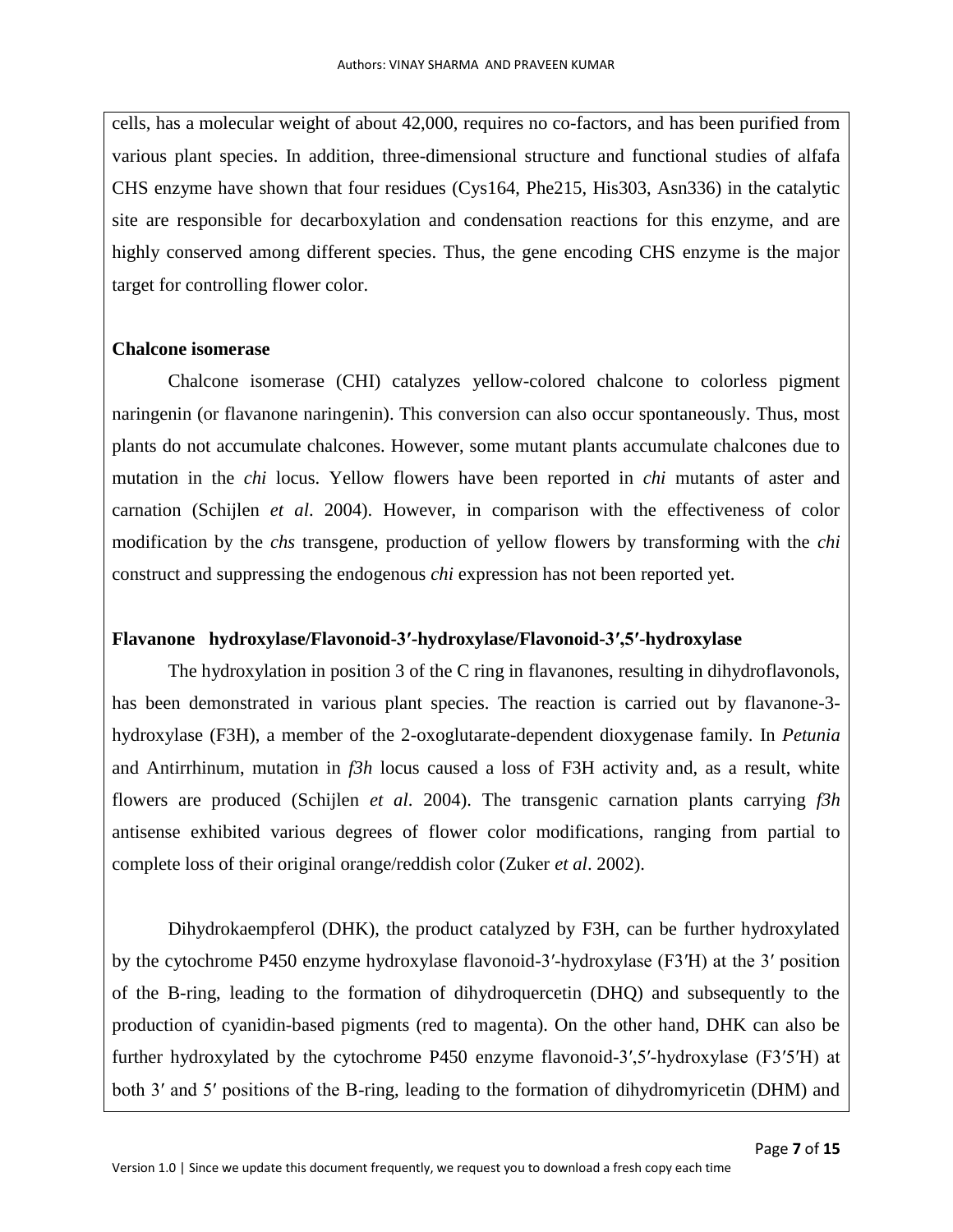cells, has a molecular weight of about 42,000, requires no co-factors, and has been purified from various plant species. In addition, three-dimensional structure and functional studies of alfafa CHS enzyme have shown that four residues (Cys164, Phe215, His303, Asn336) in the catalytic site are responsible for decarboxylation and condensation reactions for this enzyme, and are highly conserved among different species. Thus, the gene encoding CHS enzyme is the major target for controlling flower color.

**Chalcone isomerase**

Chalcone isomerase (CHI) catalyzes yellow-colored chalcone to colorless pigment naringenin (or flavanone naringenin). This conversion can also occur spontaneously. Thus, most plants do not accumulate chalcones. However, some mutant plants accumulate chalcones due to mutation in the *chi* locus. Yellow flowers have been reported in *chi* mutants of aster and carnation (Schijlen *et al*. 2004). However, in comparison with the effectiveness of color modification by the *chs* transgene, production of yellow flowers by transforming with the *chi* construct and suppressing the endogenous *chi* expression has not been reported yet.

**Flavanone hydroxylase/Flavonoid-3′-hydroxylase/Flavonoid-3′,5′-hydroxylase**

The hydroxylation in position 3 of the C ring in flavanones, resulting in dihydroflavonols, has been demonstrated in various plant species. The reaction is carried out by flavanone-3-hydroxylase (F3H), a member of the 2-oxoglutarate-dependent dioxygenase family. In *Petunia* and Antirrhinum, mutation in *f3h* locus caused a loss of F3H activity and, as a result, white flowers are produced (Schijlen *et al*. 2004). The transgenic carnation plants carrying *f3h* antisense exhibited various degrees of flower color modifications, ranging from partial to complete loss of their original orange/reddish color (Zuker *et al*. 2002).

Dihydrokaempferol (DHK), the product catalyzed by F3H, can be further hydroxylated by the cytochrome P450 enzyme hydroxylase flavonoid-3′-hydroxylase (F3′H) at the 3′ position of the B-ring, leading to the formation of dihydroquercetin (DHQ) and subsequently to the production of cyanidin-based pigments (red to magenta). On the other hand, DHK can also be further hydroxylated by the cytochrome P450 enzyme flavonoid-3′,5′-hydroxylase (F3′5′H) at both 3′ and 5′ positions of the B-ring, leading to the formation of dihydromyricetin (DHM) and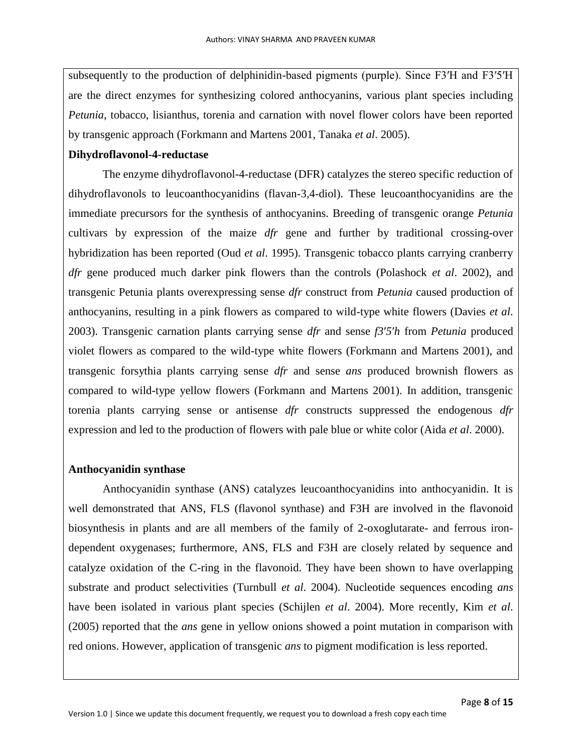subsequently to the production of delphinidin-based pigments (purple). Since F3′H and F3′5′H are the direct enzymes for synthesizing colored anthocyanins, various plant species including *Petunia*, tobacco, lisianthus, torenia and carnation with novel flower colors have been reported by transgenic approach (Forkmann and Martens 2001, Tanaka *et al*. 2005).

**Dihydroflavonol-4-reductase**

The enzyme dihydroflavonol-4-reductase (DFR) catalyzes the stereo specific reduction of dihydroflavonols to leucoanthocyanidins (flavan-3,4-diol). These leucoanthocyanidins are the immediate precursors for the synthesis of anthocyanins. Breeding of transgenic orange *Petunia* cultivars by expression of the maize *dfr* gene and further by traditional crossing-over hybridization has been reported (Oud *et al*. 1995). Transgenic tobacco plants carrying cranberry *dfr* gene produced much darker pink flowers than the controls (Polashock *et al*. 2002), and transgenic Petunia plants overexpressing sense *dfr* construct from *Petunia* caused production of anthocyanins, resulting in a pink flowers as compared to wild-type white flowers (Davies *et al*. 2003). Transgenic carnation plants carrying sense *dfr* and sense *f3′5′h* from *Petunia* produced violet flowers as compared to the wild-type white flowers (Forkmann and Martens 2001), and transgenic forsythia plants carrying sense *dfr* and sense *ans* produced brownish flowers as compared to wild-type yellow flowers (Forkmann and Martens 2001). In addition, transgenic torenia plants carrying sense or antisense *dfr* constructs suppressed the endogenous *dfr* expression and led to the production of flowers with pale blue or white color (Aida *et al*. 2000).

**Anthocyanidin synthase**

Anthocyanidin synthase (ANS) catalyzes leucoanthocyanidins into anthocyanidin. It is well demonstrated that ANS, FLS (flavonol synthase) and F3H are involved in the flavonoid biosynthesis in plants and are all members of the family of 2-oxoglutarate- and ferrous iron-dependent oxygenases; furthermore, ANS, FLS and F3H are closely related by sequence and catalyze oxidation of the C-ring in the flavonoid. They have been shown to have overlapping substrate and product selectivities (Turnbull *et al*. 2004). Nucleotide sequences encoding *ans* have been isolated in various plant species (Schijlen *et al*. 2004). More recently, Kim *et al*. (2005) reported that the *ans* gene in yellow onions showed a point mutation in comparison with red onions. However, application of transgenic *ans* to pigment modification is less reported.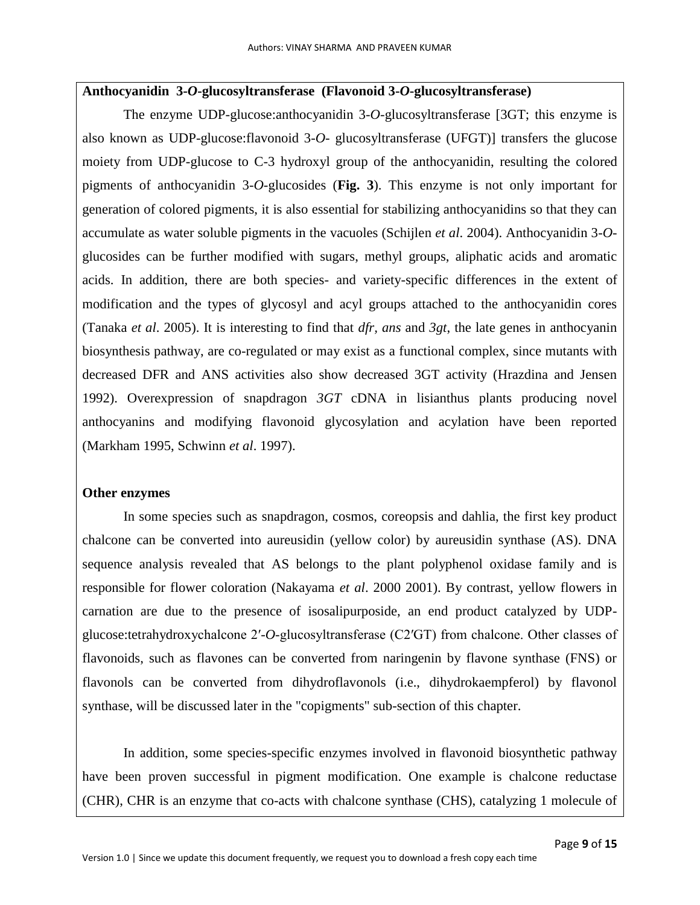### Anthocyanidin 3-*O*-glucosyltransferase (Flavonoid 3-*O*-glucosyltransferase)

The enzyme UDP-glucose:anthocyanidin 3-*O*-glucosyltransferase [3GT; this enzyme is also known as UDP-glucose:flavonoid 3-*O*- glucosyltransferase (UFGT)] transfers the glucose moiety from UDP-glucose to C-3 hydroxyl group of the anthocyanidin, resulting the colored pigments of anthocyanidin 3-*O*-glucosides (**Fig. 3**). This enzyme is not only important for generation of colored pigments, it is also essential for stabilizing anthocyanidins so that they can accumulate as water soluble pigments in the vacuoles (Schijlen *et al*. 2004). Anthocyanidin 3-*O*-glucosides can be further modified with sugars, methyl groups, aliphatic acids and aromatic acids. In addition, there are both species- and variety-specific differences in the extent of modification and the types of glycosyl and acyl groups attached to the anthocyanidin cores (Tanaka *et al*. 2005). It is interesting to find that *dfr, ans* and *3gt*, the late genes in anthocyanin biosynthesis pathway, are co-regulated or may exist as a functional complex, since mutants with decreased DFR and ANS activities also show decreased 3GT activity (Hrazdina and Jensen 1992). Overexpression of snapdragon *3GT* cDNA in lisianthus plants producing novel anthocyanins and modifying flavonoid glycosylation and acylation have been reported (Markham 1995, Schwinn *et al*. 1997).

### Other enzymes

In some species such as snapdragon, cosmos, coreopsis and dahlia, the first key product chalcone can be converted into aureusidin (yellow color) by aureusidin synthase (AS). DNA sequence analysis revealed that AS belongs to the plant polyphenol oxidase family and is responsible for flower coloration (Nakayama *et al*. 2000 2001). By contrast, yellow flowers in carnation are due to the presence of isosalipurposide, an end product catalyzed by UDP-glucose:tetrahydroxychalcone 2′-*O*-glucosyltransferase (C2′GT) from chalcone. Other classes of flavonoids, such as flavones can be converted from naringenin by flavone synthase (FNS) or flavonols can be converted from dihydroflavonols (i.e., dihydrokaempferol) by flavonol synthase, will be discussed later in the "copigments" sub-section of this chapter.

In addition, some species-specific enzymes involved in flavonoid biosynthetic pathway have been proven successful in pigment modification. One example is chalcone reductase (CHR), CHR is an enzyme that co-acts with chalcone synthase (CHS), catalyzing 1 molecule of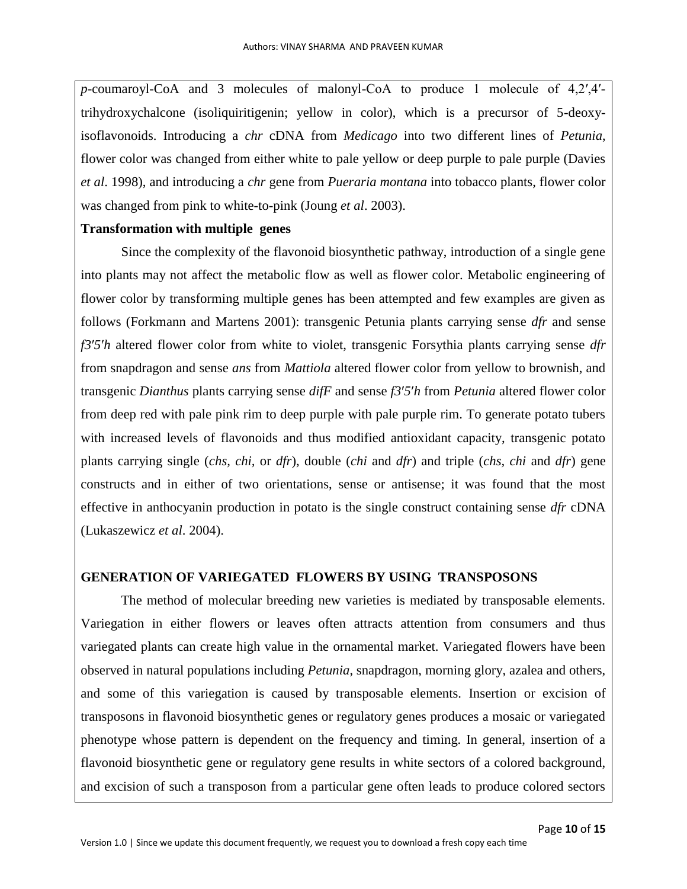*p*-coumaroyl-CoA and 3 molecules of malonyl-CoA to produce 1 molecule of 4,2′,4′-trihydroxychalcone (isoliquiritigenin; yellow in color), which is a precursor of 5-deoxy-isoflavonoids. Introducing a *chr* cDNA from *Medicago* into two different lines of *Petunia*, flower color was changed from either white to pale yellow or deep purple to pale purple (Davies *et al*. 1998), and introducing a *chr* gene from *Pueraria montana* into tobacco plants, flower color was changed from pink to white-to-pink (Joung *et al*. 2003).

**Transformation with multiple genes**

Since the complexity of the flavonoid biosynthetic pathway, introduction of a single gene into plants may not affect the metabolic flow as well as flower color. Metabolic engineering of flower color by transforming multiple genes has been attempted and few examples are given as follows (Forkmann and Martens 2001): transgenic Petunia plants carrying sense *dfr* and sense *f3′5′h* altered flower color from white to violet, transgenic Forsythia plants carrying sense *dfr* from snapdragon and sense *ans* from *Mattiola* altered flower color from yellow to brownish, and transgenic *Dianthus* plants carrying sense *difF* and sense *f3′5′h* from *Petunia* altered flower color from deep red with pale pink rim to deep purple with pale purple rim. To generate potato tubers with increased levels of flavonoids and thus modified antioxidant capacity, transgenic potato plants carrying single (*chs*, *chi*, or *dfr*), double (*chi* and *dfr*) and triple (*chs*, *chi* and *dfr*) gene constructs and in either of two orientations, sense or antisense; it was found that the most effective in anthocyanin production in potato is the single construct containing sense *dfr* cDNA (Lukaszewicz *et al*. 2004).

## GENERATION OF VARIEGATED FLOWERS BY USING TRANSPOSONS

The method of molecular breeding new varieties is mediated by transposable elements. Variegation in either flowers or leaves often attracts attention from consumers and thus variegated plants can create high value in the ornamental market. Variegated flowers have been observed in natural populations including *Petunia*, snapdragon, morning glory, azalea and others, and some of this variegation is caused by transposable elements. Insertion or excision of transposons in flavonoid biosynthetic genes or regulatory genes produces a mosaic or variegated phenotype whose pattern is dependent on the frequency and timing. In general, insertion of a flavonoid biosynthetic gene or regulatory gene results in white sectors of a colored background, and excision of such a transposon from a particular gene often leads to produce colored sectors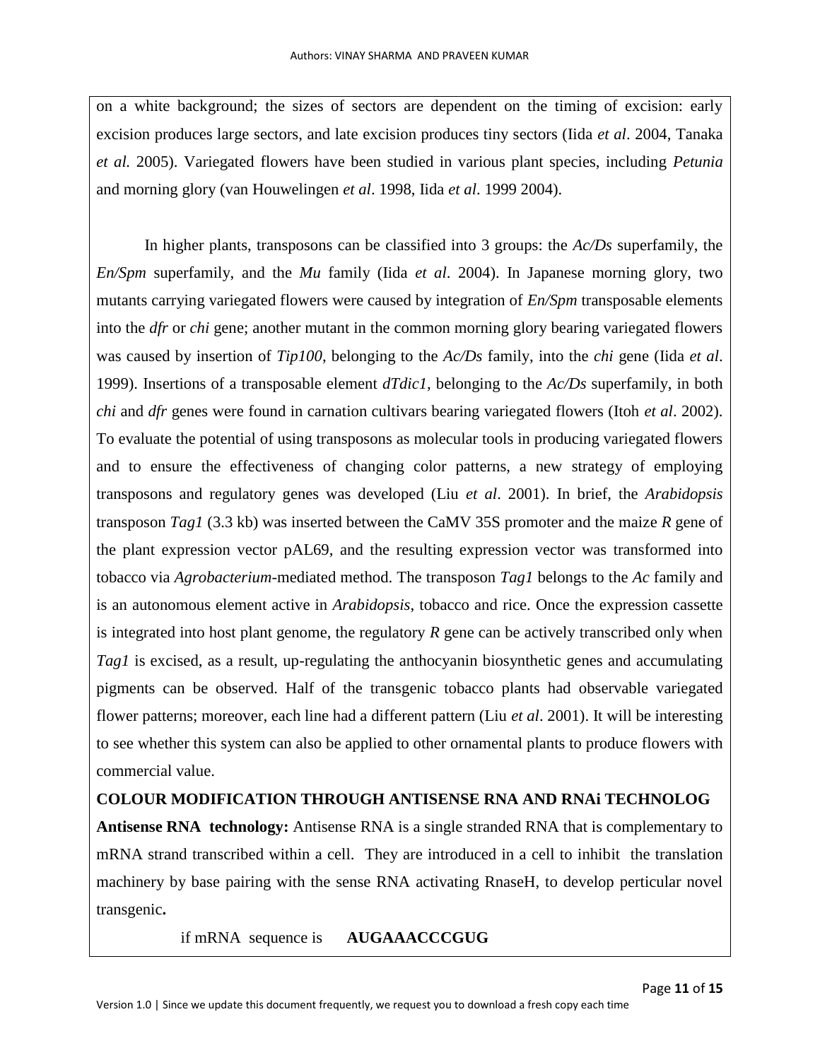on a white background; the sizes of sectors are dependent on the timing of excision: early excision produces large sectors, and late excision produces tiny sectors (Iida *et al*. 2004, Tanaka *et al.* 2005). Variegated flowers have been studied in various plant species, including *Petunia* and morning glory (van Houwelingen *et al*. 1998, Iida *et al*. 1999 2004).

In higher plants, transposons can be classified into 3 groups: the *Ac/Ds* superfamily, the *En/Spm* superfamily, and the *Mu* family (Iida *et al*. 2004). In Japanese morning glory, two mutants carrying variegated flowers were caused by integration of *En/Spm* transposable elements into the *dfr* or *chi* gene; another mutant in the common morning glory bearing variegated flowers was caused by insertion of *Tip100*, belonging to the *Ac/Ds* family, into the *chi* gene (Iida *et al*. 1999). Insertions of a transposable element *dTdic1*, belonging to the *Ac/Ds* superfamily, in both *chi* and *dfr* genes were found in carnation cultivars bearing variegated flowers (Itoh *et al*. 2002). To evaluate the potential of using transposons as molecular tools in producing variegated flowers and to ensure the effectiveness of changing color patterns, a new strategy of employing transposons and regulatory genes was developed (Liu *et al*. 2001). In brief, the *Arabidopsis* transposon *Tag1* (3.3 kb) was inserted between the CaMV 35S promoter and the maize *R* gene of the plant expression vector pAL69, and the resulting expression vector was transformed into tobacco via *Agrobacterium*-mediated method. The transposon *Tag1* belongs to the *Ac* family and is an autonomous element active in *Arabidopsis*, tobacco and rice. Once the expression cassette is integrated into host plant genome, the regulatory *R* gene can be actively transcribed only when *Tag1* is excised, as a result, up-regulating the anthocyanin biosynthetic genes and accumulating pigments can be observed. Half of the transgenic tobacco plants had observable variegated flower patterns; moreover, each line had a different pattern (Liu *et al*. 2001). It will be interesting to see whether this system can also be applied to other ornamental plants to produce flowers with commercial value.

**COLOUR MODIFICATION THROUGH ANTISENSE RNA AND RNAi TECHNOLOG**

**Antisense RNA technology:** Antisense RNA is a single stranded RNA that is complementary to mRNA strand transcribed within a cell. They are introduced in a cell to inhibit the translation machinery by base pairing with the sense RNA activating RnaseH, to develop perticular novel transgenic**.**

if mRNA sequence is **AUGAAACCCGUG**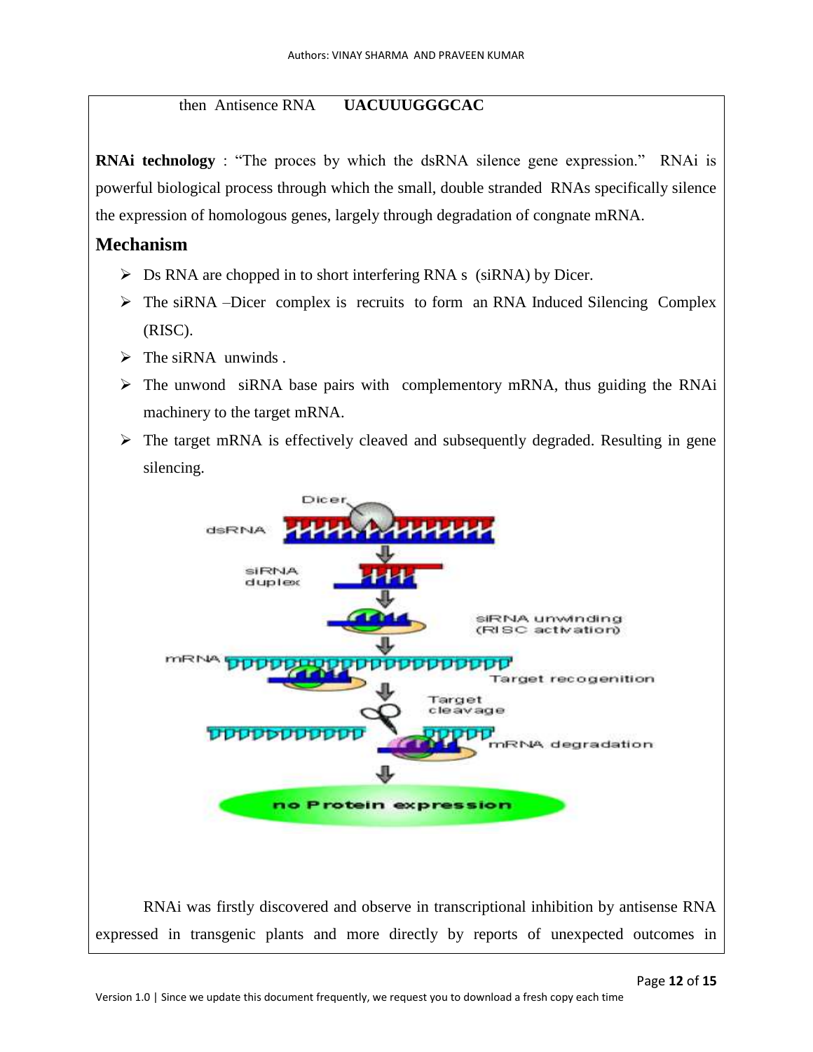then Antisence RNA **UACUUUGGGCAC**

**RNAi technology** : "The proces by which the dsRNA silence gene expression." RNAi is powerful biological process through which the small, double stranded RNAs specifically silence the expression of homologous genes, largely through degradation of congnate mRNA.

## Mechanism

- Ds RNA are chopped in to short interfering RNA s (siRNA) by Dicer.
- The siRNA –Dicer complex is recruits to form an RNA Induced Silencing Complex (RISC).
- The siRNA unwinds .
- The unwond siRNA base pairs with complementory mRNA, thus guiding the RNAi machinery to the target mRNA.
- The target mRNA is effectively cleaved and subsequently degraded. Resulting in gene silencing.

RNAi was firstly discovered and observe in transcriptional inhibition by antisense RNA expressed in transgenic plants and more directly by reports of unexpected outcomes in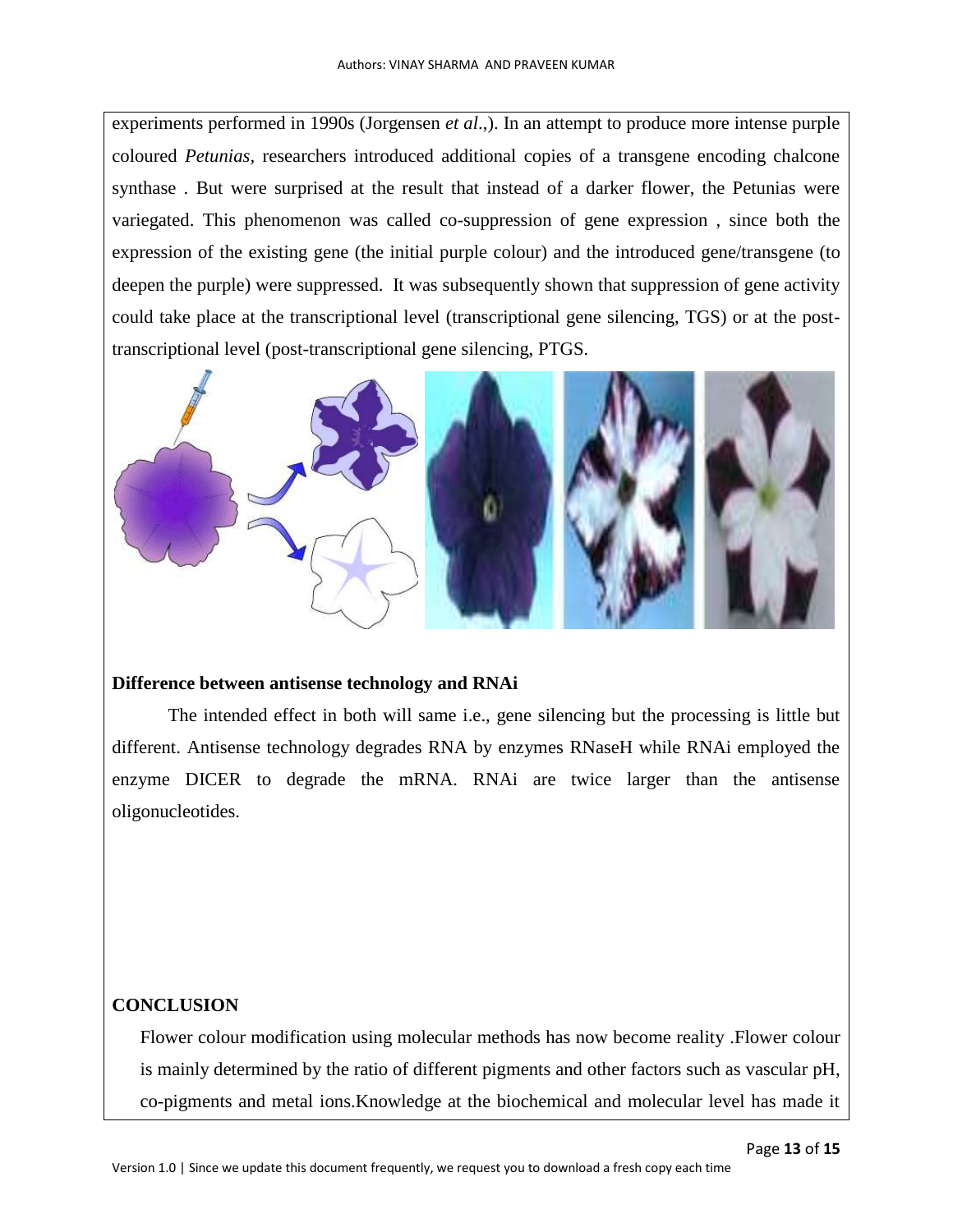experiments performed in 1990s (Jorgensen *et al*.,). In an attempt to produce more intense purple coloured *Petunias,* researchers introduced additional copies of a transgene encoding chalcone synthase . But were surprised at the result that instead of a darker flower, the Petunias were variegated. This phenomenon was called co-suppression of gene expression , since both the expression of the existing gene (the initial purple colour) and the introduced gene/transgene (to deepen the purple) were suppressed. It was subsequently shown that suppression of gene activity could take place at the transcriptional level (transcriptional gene silencing, TGS) or at the post-transcriptional level (post-transcriptional gene silencing, PTGS.

**Difference between antisense technology and RNAi**

The intended effect in both will same i.e., gene silencing but the processing is little but different. Antisense technology degrades RNA by enzymes RNaseH while RNAi employed the enzyme DICER to degrade the mRNA. RNAi are twice larger than the antisense oligonucleotides.

**CONCLUSION**

Flower colour modification using molecular methods has now become reality .Flower colour is mainly determined by the ratio of different pigments and other factors such as vascular pH, co-pigments and metal ions.Knowledge at the biochemical and molecular level has made it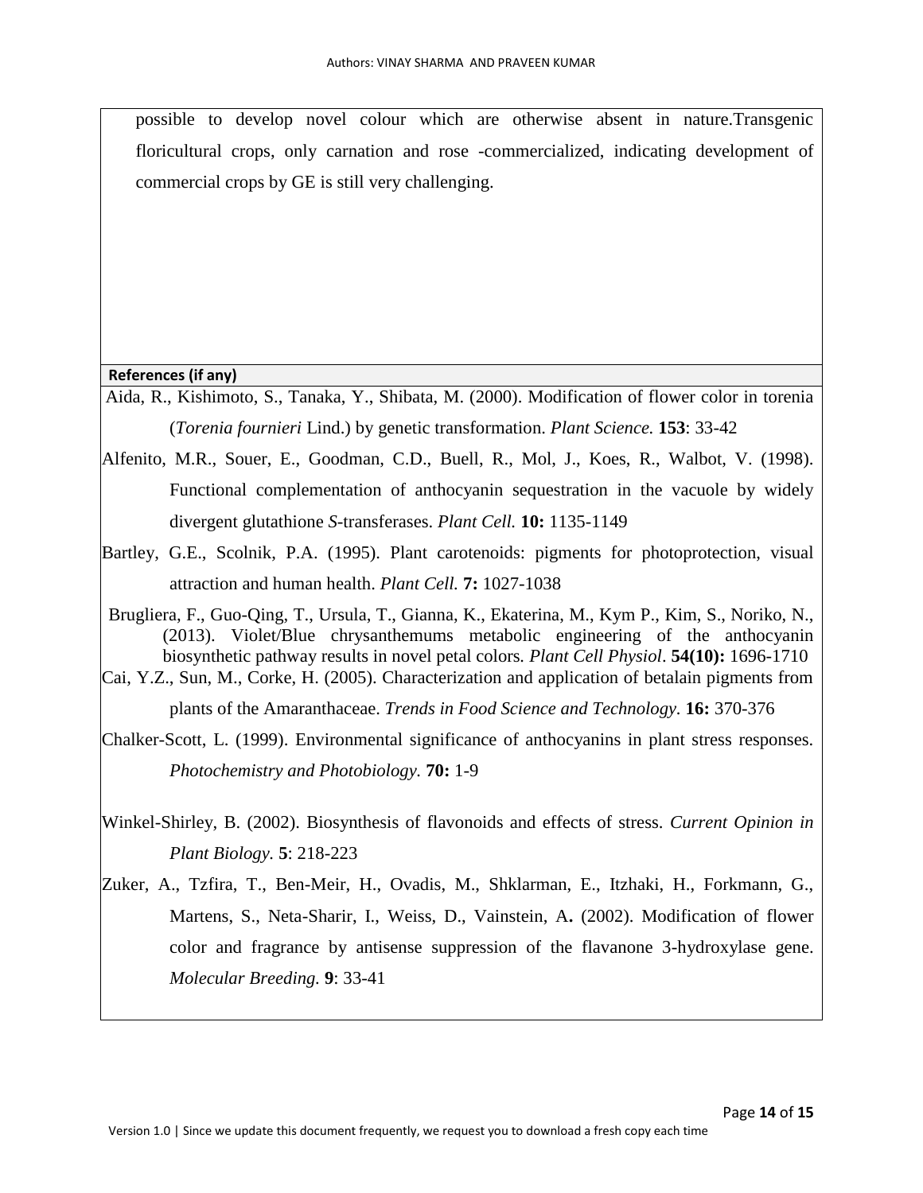possible to develop novel colour which are otherwise absent in nature.Transgenic floricultural crops, only carnation and rose -commercialized, indicating development of commercial crops by GE is still very challenging.

**References (if any)**

Aida, R., Kishimoto, S., Tanaka, Y., Shibata, M. (2000). Modification of flower color in torenia (*Torenia fournieri* Lind.) by genetic transformation. *Plant Science.* **153**: 33-42

Alfenito, M.R., Souer, E., Goodman, C.D., Buell, R., Mol, J., Koes, R., Walbot, V. (1998). Functional complementation of anthocyanin sequestration in the vacuole by widely divergent glutathione *S*-transferases. *Plant Cell.* **10:** 1135-1149

Bartley, G.E., Scolnik, P.A. (1995). Plant carotenoids: pigments for photoprotection, visual attraction and human health. *Plant Cell.* **7:** 1027-1038

Brugliera, F., Guo-Qing, T., Ursula, T., Gianna, K., Ekaterina, M., Kym P., Kim, S., Noriko, N., (2013). Violet/Blue chrysanthemums metabolic engineering of the anthocyanin biosynthetic pathway results in novel petal colors*. Plant Cell Physiol*. **54(10):** 1696-1710

Cai, Y.Z., Sun, M., Corke, H. (2005). Characterization and application of betalain pigments from plants of the Amaranthaceae. *Trends in Food Science and Technology*. **16:** 370-376

Chalker-Scott, L. (1999). Environmental significance of anthocyanins in plant stress responses. *Photochemistry and Photobiology.* **70:** 1-9

Winkel-Shirley, B. (2002). Biosynthesis of flavonoids and effects of stress. *Current Opinion in Plant Biology.* **5**: 218-223

Zuker, A., Tzfira, T., Ben-Meir, H., Ovadis, M., Shklarman, E., Itzhaki, H., Forkmann, G., Martens, S., Neta-Sharir, I., Weiss, D., Vainstein, A**.** (2002). Modification of flower color and fragrance by antisense suppression of the flavanone 3-hydroxylase gene. *Molecular Breeding.* **9**: 33-41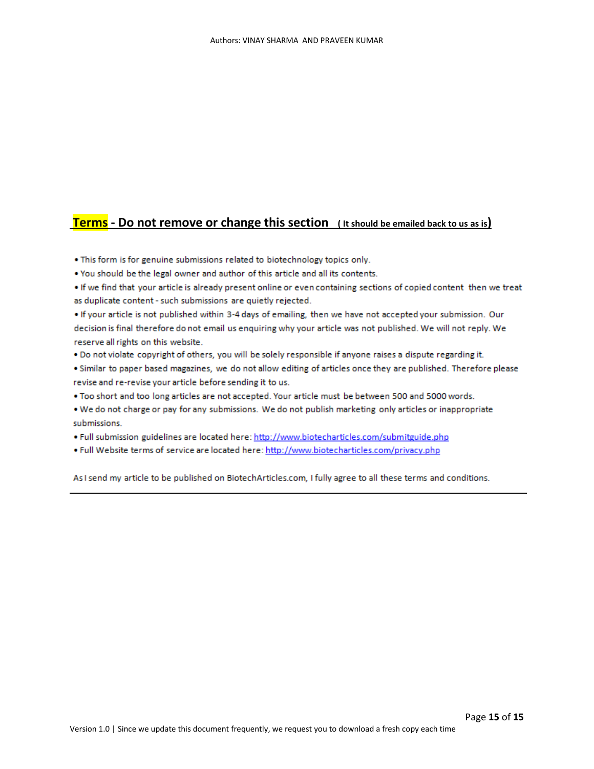## Terms - Do not remove or change this section ( It should be emailed back to us as is)

- This form is for genuine submissions related to biotechnology topics only.
- You should be the legal owner and author of this article and all its contents.
- If we find that your article is already present online or even containing sections of copied content then we treat as duplicate content - such submissions are quietly rejected.
- If your article is not published within 3-4 days of emailing, then we have not accepted your submission. Our decision is final therefore do not email us enquiring why your article was not published. We will not reply. We reserve all rights on this website.
- Do not violate copyright of others, you will be solely responsible if anyone raises a dispute regarding it.
- Similar to paper based magazines, we do not allow editing of articles once they are published. Therefore please revise and re-revise your article before sending it to us.
- Too short and too long articles are not accepted. Your article must be between 500 and 5000 words.
- We do not charge or pay for any submissions. We do not publish marketing only articles or inappropriate submissions.
- Full submission guidelines are located here: http://www.biotecharticles.com/submitguide.php
- Full Website terms of service are located here: http://www.biotecharticles.com/privacy.php

As I send my article to be published on BiotechArticles.com, I fully agree to all these terms and conditions.